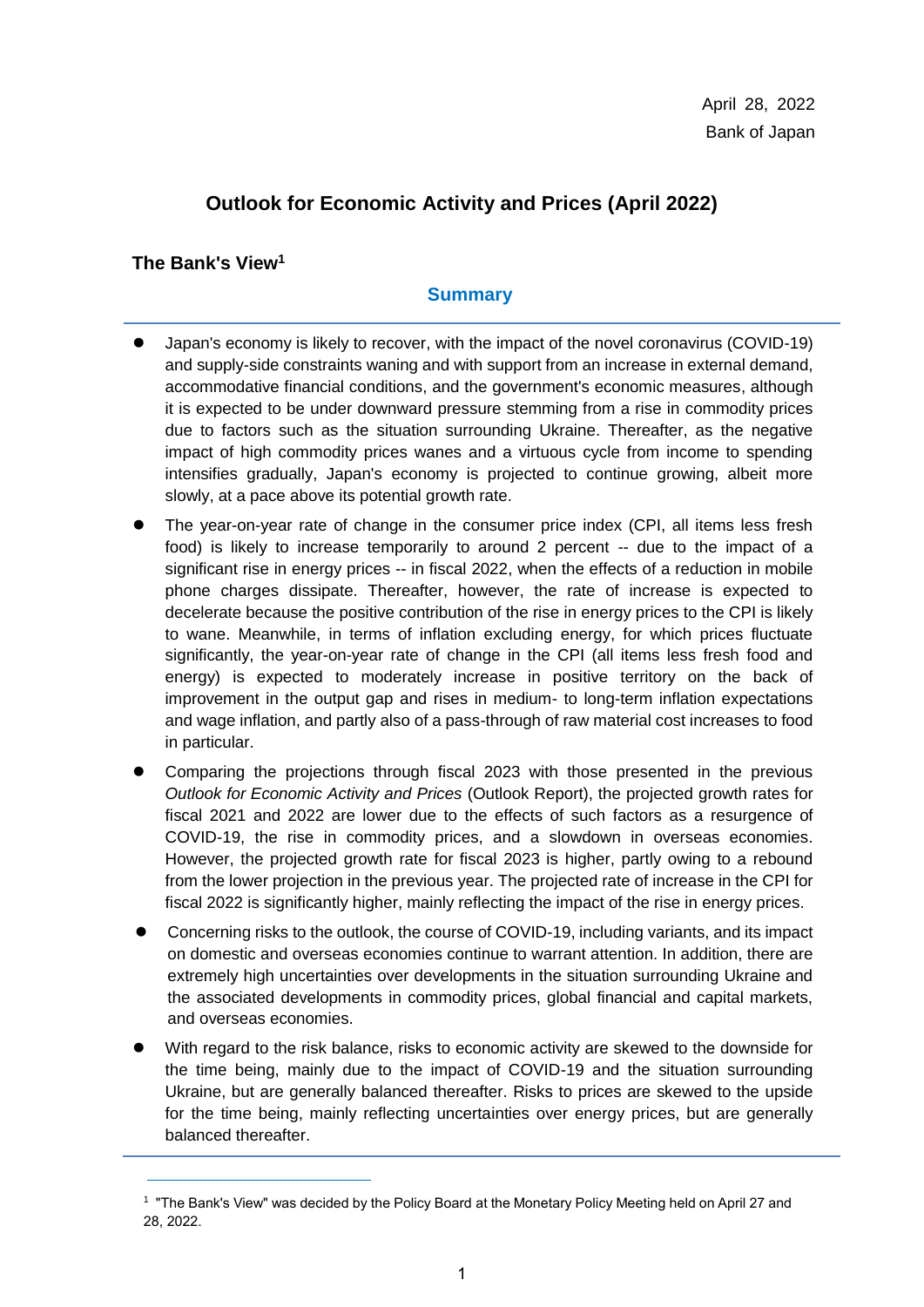April 28, 2022
Bank of Japan

# Outlook for Economic Activity and Prices (April 2022)

## The Bank's View[1]

### Summary

- Japan's economy is likely to recover, with the impact of the novel coronavirus (COVID-19) and supply-side constraints waning and with support from an increase in external demand, accommodative financial conditions, and the government's economic measures, although it is expected to be under downward pressure stemming from a rise in commodity prices due to factors such as the situation surrounding Ukraine. Thereafter, as the negative impact of high commodity prices wanes and a virtuous cycle from income to spending intensifies gradually, Japan's economy is projected to continue growing, albeit more slowly, at a pace above its potential growth rate.
- The year-on-year rate of change in the consumer price index (CPI, all items less fresh food) is likely to increase temporarily to around 2 percent -- due to the impact of a significant rise in energy prices -- in fiscal 2022, when the effects of a reduction in mobile phone charges dissipate. Thereafter, however, the rate of increase is expected to decelerate because the positive contribution of the rise in energy prices to the CPI is likely to wane. Meanwhile, in terms of inflation excluding energy, for which prices fluctuate significantly, the year-on-year rate of change in the CPI (all items less fresh food and energy) is expected to moderately increase in positive territory on the back of improvement in the output gap and rises in medium- to long-term inflation expectations and wage inflation, and partly also of a pass-through of raw material cost increases to food in particular.
- Comparing the projections through fiscal 2023 with those presented in the previous *Outlook for Economic Activity and Prices* (Outlook Report), the projected growth rates for fiscal 2021 and 2022 are lower due to the effects of such factors as a resurgence of COVID-19, the rise in commodity prices, and a slowdown in overseas economies. However, the projected growth rate for fiscal 2023 is higher, partly owing to a rebound from the lower projection in the previous year. The projected rate of increase in the CPI for fiscal 2022 is significantly higher, mainly reflecting the impact of the rise in energy prices.
- Concerning risks to the outlook, the course of COVID-19, including variants, and its impact on domestic and overseas economies continue to warrant attention. In addition, there are extremely high uncertainties over developments in the situation surrounding Ukraine and the associated developments in commodity prices, global financial and capital markets, and overseas economies.
- With regard to the risk balance, risks to economic activity are skewed to the downside for the time being, mainly due to the impact of COVID-19 and the situation surrounding Ukraine, but are generally balanced thereafter. Risks to prices are skewed to the upside for the time being, mainly reflecting uncertainties over energy prices, but are generally balanced thereafter.

[1] "The Bank's View" was decided by the Policy Board at the Monetary Policy Meeting held on April 27 and 28, 2022.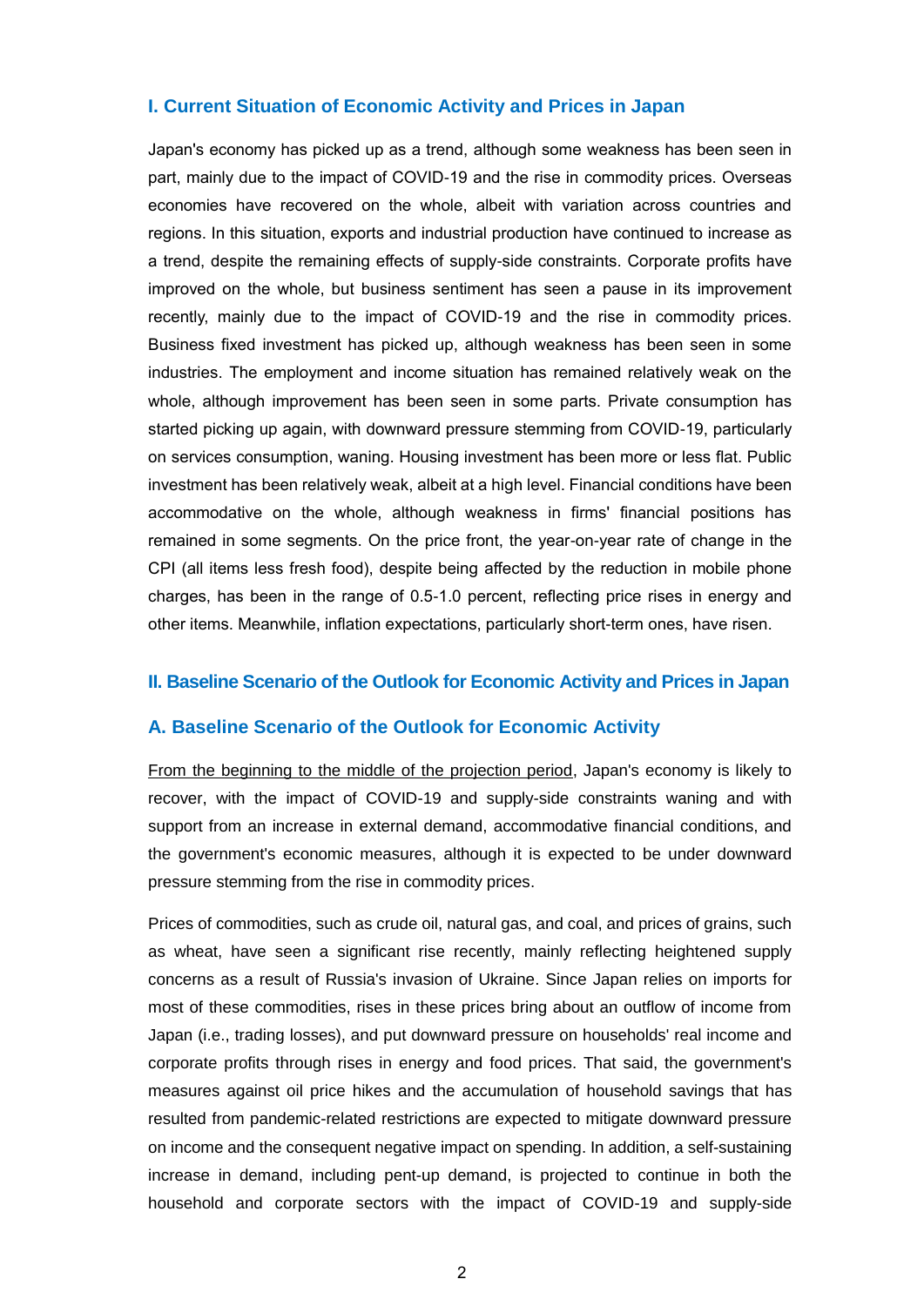## I. Current Situation of Economic Activity and Prices in Japan

Japan's economy has picked up as a trend, although some weakness has been seen in part, mainly due to the impact of COVID-19 and the rise in commodity prices. Overseas economies have recovered on the whole, albeit with variation across countries and regions. In this situation, exports and industrial production have continued to increase as a trend, despite the remaining effects of supply-side constraints. Corporate profits have improved on the whole, but business sentiment has seen a pause in its improvement recently, mainly due to the impact of COVID-19 and the rise in commodity prices. Business fixed investment has picked up, although weakness has been seen in some industries. The employment and income situation has remained relatively weak on the whole, although improvement has been seen in some parts. Private consumption has started picking up again, with downward pressure stemming from COVID-19, particularly on services consumption, waning. Housing investment has been more or less flat. Public investment has been relatively weak, albeit at a high level. Financial conditions have been accommodative on the whole, although weakness in firms' financial positions has remained in some segments. On the price front, the year-on-year rate of change in the CPI (all items less fresh food), despite being affected by the reduction in mobile phone charges, has been in the range of 0.5-1.0 percent, reflecting price rises in energy and other items. Meanwhile, inflation expectations, particularly short-term ones, have risen.

## II. Baseline Scenario of the Outlook for Economic Activity and Prices in Japan

### A. Baseline Scenario of the Outlook for Economic Activity

<u>From the beginning to the middle of the projection period</u>, Japan's economy is likely to recover, with the impact of COVID-19 and supply-side constraints waning and with support from an increase in external demand, accommodative financial conditions, and the government's economic measures, although it is expected to be under downward pressure stemming from the rise in commodity prices.

Prices of commodities, such as crude oil, natural gas, and coal, and prices of grains, such as wheat, have seen a significant rise recently, mainly reflecting heightened supply concerns as a result of Russia's invasion of Ukraine. Since Japan relies on imports for most of these commodities, rises in these prices bring about an outflow of income from Japan (i.e., trading losses), and put downward pressure on households' real income and corporate profits through rises in energy and food prices. That said, the government's measures against oil price hikes and the accumulation of household savings that has resulted from pandemic-related restrictions are expected to mitigate downward pressure on income and the consequent negative impact on spending. In addition, a self-sustaining increase in demand, including pent-up demand, is projected to continue in both the household and corporate sectors with the impact of COVID-19 and supply-side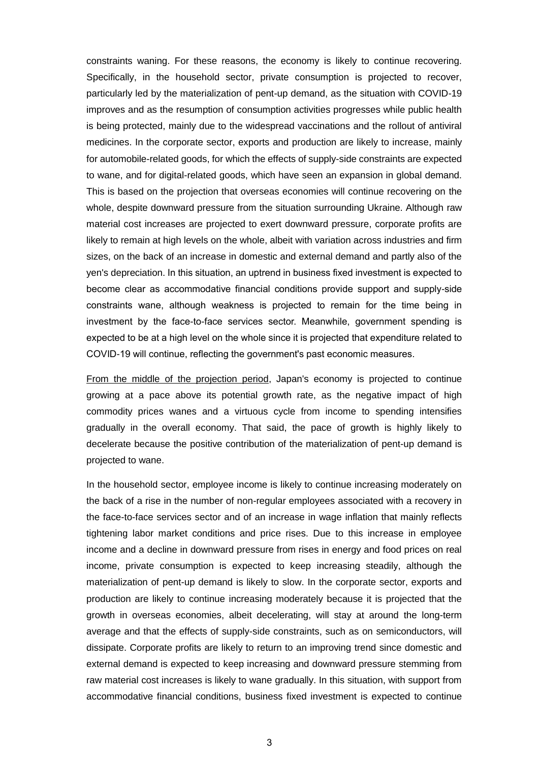constraints waning. For these reasons, the economy is likely to continue recovering. Specifically, in the household sector, private consumption is projected to recover, particularly led by the materialization of pent-up demand, as the situation with COVID-19 improves and as the resumption of consumption activities progresses while public health is being protected, mainly due to the widespread vaccinations and the rollout of antiviral medicines. In the corporate sector, exports and production are likely to increase, mainly for automobile-related goods, for which the effects of supply-side constraints are expected to wane, and for digital-related goods, which have seen an expansion in global demand. This is based on the projection that overseas economies will continue recovering on the whole, despite downward pressure from the situation surrounding Ukraine. Although raw material cost increases are projected to exert downward pressure, corporate profits are likely to remain at high levels on the whole, albeit with variation across industries and firm sizes, on the back of an increase in domestic and external demand and partly also of the yen's depreciation. In this situation, an uptrend in business fixed investment is expected to become clear as accommodative financial conditions provide support and supply-side constraints wane, although weakness is projected to remain for the time being in investment by the face-to-face services sector. Meanwhile, government spending is expected to be at a high level on the whole since it is projected that expenditure related to COVID-19 will continue, reflecting the government's past economic measures.

<u>From the middle of the projection period</u>, Japan's economy is projected to continue growing at a pace above its potential growth rate, as the negative impact of high commodity prices wanes and a virtuous cycle from income to spending intensifies gradually in the overall economy. That said, the pace of growth is highly likely to decelerate because the positive contribution of the materialization of pent-up demand is projected to wane.

In the household sector, employee income is likely to continue increasing moderately on the back of a rise in the number of non-regular employees associated with a recovery in the face-to-face services sector and of an increase in wage inflation that mainly reflects tightening labor market conditions and price rises. Due to this increase in employee income and a decline in downward pressure from rises in energy and food prices on real income, private consumption is expected to keep increasing steadily, although the materialization of pent-up demand is likely to slow. In the corporate sector, exports and production are likely to continue increasing moderately because it is projected that the growth in overseas economies, albeit decelerating, will stay at around the long-term average and that the effects of supply-side constraints, such as on semiconductors, will dissipate. Corporate profits are likely to return to an improving trend since domestic and external demand is expected to keep increasing and downward pressure stemming from raw material cost increases is likely to wane gradually. In this situation, with support from accommodative financial conditions, business fixed investment is expected to continue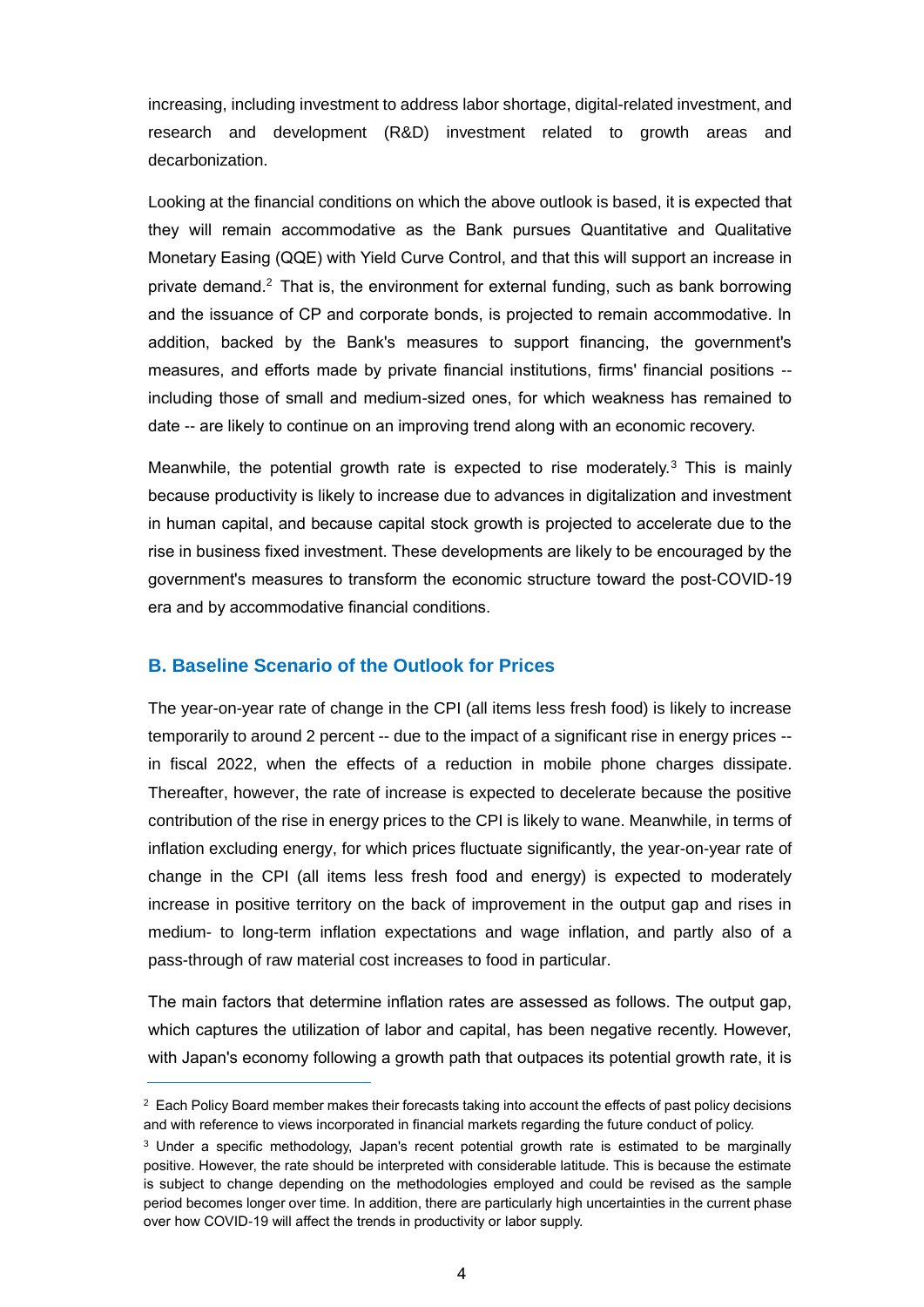increasing, including investment to address labor shortage, digital-related investment, and research and development (R&D) investment related to growth areas and decarbonization.

Looking at the financial conditions on which the above outlook is based, it is expected that they will remain accommodative as the Bank pursues Quantitative and Qualitative Monetary Easing (QQE) with Yield Curve Control, and that this will support an increase in private demand.[2] That is, the environment for external funding, such as bank borrowing and the issuance of CP and corporate bonds, is projected to remain accommodative. In addition, backed by the Bank's measures to support financing, the government's measures, and efforts made by private financial institutions, firms' financial positions -- including those of small and medium-sized ones, for which weakness has remained to date -- are likely to continue on an improving trend along with an economic recovery.

Meanwhile, the potential growth rate is expected to rise moderately.[3] This is mainly because productivity is likely to increase due to advances in digitalization and investment in human capital, and because capital stock growth is projected to accelerate due to the rise in business fixed investment. These developments are likely to be encouraged by the government's measures to transform the economic structure toward the post-COVID-19 era and by accommodative financial conditions.

## B. Baseline Scenario of the Outlook for Prices

The year-on-year rate of change in the CPI (all items less fresh food) is likely to increase temporarily to around 2 percent -- due to the impact of a significant rise in energy prices -- in fiscal 2022, when the effects of a reduction in mobile phone charges dissipate. Thereafter, however, the rate of increase is expected to decelerate because the positive contribution of the rise in energy prices to the CPI is likely to wane. Meanwhile, in terms of inflation excluding energy, for which prices fluctuate significantly, the year-on-year rate of change in the CPI (all items less fresh food and energy) is expected to moderately increase in positive territory on the back of improvement in the output gap and rises in medium- to long-term inflation expectations and wage inflation, and partly also of a pass-through of raw material cost increases to food in particular.

The main factors that determine inflation rates are assessed as follows. The output gap, which captures the utilization of labor and capital, has been negative recently. However, with Japan's economy following a growth path that outpaces its potential growth rate, it is

---

[2] Each Policy Board member makes their forecasts taking into account the effects of past policy decisions and with reference to views incorporated in financial markets regarding the future conduct of policy.

[3] Under a specific methodology, Japan's recent potential growth rate is estimated to be marginally positive. However, the rate should be interpreted with considerable latitude. This is because the estimate is subject to change depending on the methodologies employed and could be revised as the sample period becomes longer over time. In addition, there are particularly high uncertainties in the current phase over how COVID-19 will affect the trends in productivity or labor supply.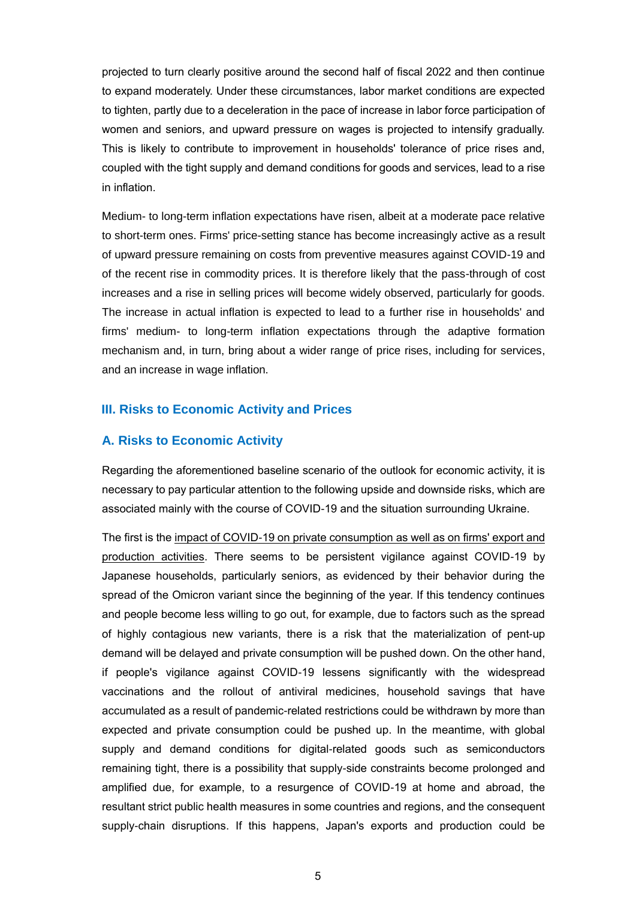projected to turn clearly positive around the second half of fiscal 2022 and then continue to expand moderately. Under these circumstances, labor market conditions are expected to tighten, partly due to a deceleration in the pace of increase in labor force participation of women and seniors, and upward pressure on wages is projected to intensify gradually. This is likely to contribute to improvement in households' tolerance of price rises and, coupled with the tight supply and demand conditions for goods and services, lead to a rise in inflation.

Medium- to long-term inflation expectations have risen, albeit at a moderate pace relative to short-term ones. Firms' price-setting stance has become increasingly active as a result of upward pressure remaining on costs from preventive measures against COVID-19 and of the recent rise in commodity prices. It is therefore likely that the pass-through of cost increases and a rise in selling prices will become widely observed, particularly for goods. The increase in actual inflation is expected to lead to a further rise in households' and firms' medium- to long-term inflation expectations through the adaptive formation mechanism and, in turn, bring about a wider range of price rises, including for services, and an increase in wage inflation.

## III. Risks to Economic Activity and Prices

### A. Risks to Economic Activity

Regarding the aforementioned baseline scenario of the outlook for economic activity, it is necessary to pay particular attention to the following upside and downside risks, which are associated mainly with the course of COVID-19 and the situation surrounding Ukraine.

The first is the <u>impact of COVID-19 on private consumption as well as on firms' export and production activities</u>. There seems to be persistent vigilance against COVID-19 by Japanese households, particularly seniors, as evidenced by their behavior during the spread of the Omicron variant since the beginning of the year. If this tendency continues and people become less willing to go out, for example, due to factors such as the spread of highly contagious new variants, there is a risk that the materialization of pent-up demand will be delayed and private consumption will be pushed down. On the other hand, if people's vigilance against COVID-19 lessens significantly with the widespread vaccinations and the rollout of antiviral medicines, household savings that have accumulated as a result of pandemic-related restrictions could be withdrawn by more than expected and private consumption could be pushed up. In the meantime, with global supply and demand conditions for digital-related goods such as semiconductors remaining tight, there is a possibility that supply-side constraints become prolonged and amplified due, for example, to a resurgence of COVID-19 at home and abroad, the resultant strict public health measures in some countries and regions, and the consequent supply-chain disruptions. If this happens, Japan's exports and production could be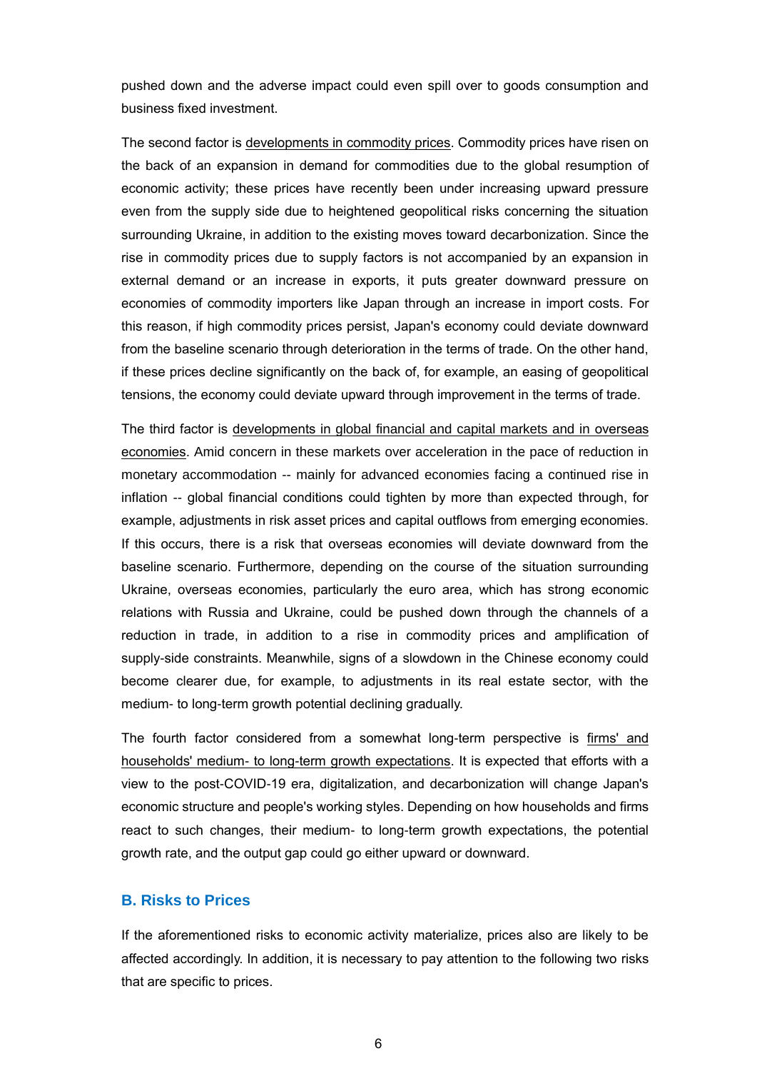pushed down and the adverse impact could even spill over to goods consumption and business fixed investment.

The second factor is developments in commodity prices. Commodity prices have risen on the back of an expansion in demand for commodities due to the global resumption of economic activity; these prices have recently been under increasing upward pressure even from the supply side due to heightened geopolitical risks concerning the situation surrounding Ukraine, in addition to the existing moves toward decarbonization. Since the rise in commodity prices due to supply factors is not accompanied by an expansion in external demand or an increase in exports, it puts greater downward pressure on economies of commodity importers like Japan through an increase in import costs. For this reason, if high commodity prices persist, Japan's economy could deviate downward from the baseline scenario through deterioration in the terms of trade. On the other hand, if these prices decline significantly on the back of, for example, an easing of geopolitical tensions, the economy could deviate upward through improvement in the terms of trade.

The third factor is developments in global financial and capital markets and in overseas economies. Amid concern in these markets over acceleration in the pace of reduction in monetary accommodation -- mainly for advanced economies facing a continued rise in inflation -- global financial conditions could tighten by more than expected through, for example, adjustments in risk asset prices and capital outflows from emerging economies. If this occurs, there is a risk that overseas economies will deviate downward from the baseline scenario. Furthermore, depending on the course of the situation surrounding Ukraine, overseas economies, particularly the euro area, which has strong economic relations with Russia and Ukraine, could be pushed down through the channels of a reduction in trade, in addition to a rise in commodity prices and amplification of supply-side constraints. Meanwhile, signs of a slowdown in the Chinese economy could become clearer due, for example, to adjustments in its real estate sector, with the medium- to long-term growth potential declining gradually.

The fourth factor considered from a somewhat long-term perspective is firms' and households' medium- to long-term growth expectations. It is expected that efforts with a view to the post-COVID-19 era, digitalization, and decarbonization will change Japan's economic structure and people's working styles. Depending on how households and firms react to such changes, their medium- to long-term growth expectations, the potential growth rate, and the output gap could go either upward or downward.

## B. Risks to Prices

If the aforementioned risks to economic activity materialize, prices also are likely to be affected accordingly. In addition, it is necessary to pay attention to the following two risks that are specific to prices.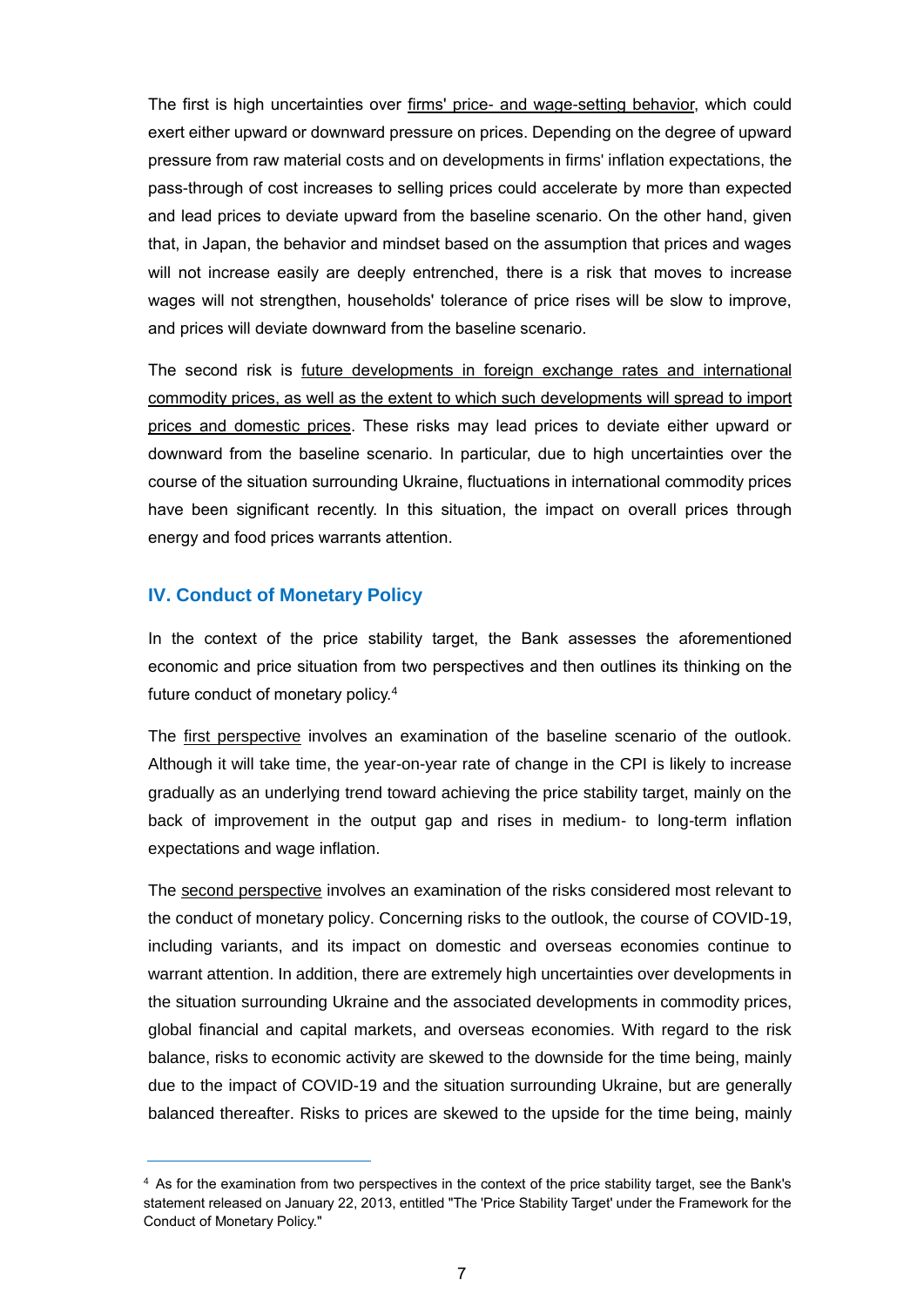The first is high uncertainties over firms' price- and wage-setting behavior, which could exert either upward or downward pressure on prices. Depending on the degree of upward pressure from raw material costs and on developments in firms' inflation expectations, the pass-through of cost increases to selling prices could accelerate by more than expected and lead prices to deviate upward from the baseline scenario. On the other hand, given that, in Japan, the behavior and mindset based on the assumption that prices and wages will not increase easily are deeply entrenched, there is a risk that moves to increase wages will not strengthen, households' tolerance of price rises will be slow to improve, and prices will deviate downward from the baseline scenario.

The second risk is future developments in foreign exchange rates and international commodity prices, as well as the extent to which such developments will spread to import prices and domestic prices. These risks may lead prices to deviate either upward or downward from the baseline scenario. In particular, due to high uncertainties over the course of the situation surrounding Ukraine, fluctuations in international commodity prices have been significant recently. In this situation, the impact on overall prices through energy and food prices warrants attention.

## IV. Conduct of Monetary Policy

In the context of the price stability target, the Bank assesses the aforementioned economic and price situation from two perspectives and then outlines its thinking on the future conduct of monetary policy.[4]

The first perspective involves an examination of the baseline scenario of the outlook. Although it will take time, the year-on-year rate of change in the CPI is likely to increase gradually as an underlying trend toward achieving the price stability target, mainly on the back of improvement in the output gap and rises in medium- to long-term inflation expectations and wage inflation.

The second perspective involves an examination of the risks considered most relevant to the conduct of monetary policy. Concerning risks to the outlook, the course of COVID-19, including variants, and its impact on domestic and overseas economies continue to warrant attention. In addition, there are extremely high uncertainties over developments in the situation surrounding Ukraine and the associated developments in commodity prices, global financial and capital markets, and overseas economies. With regard to the risk balance, risks to economic activity are skewed to the downside for the time being, mainly due to the impact of COVID-19 and the situation surrounding Ukraine, but are generally balanced thereafter. Risks to prices are skewed to the upside for the time being, mainly

[4] As for the examination from two perspectives in the context of the price stability target, see the Bank's statement released on January 22, 2013, entitled "The 'Price Stability Target' under the Framework for the Conduct of Monetary Policy."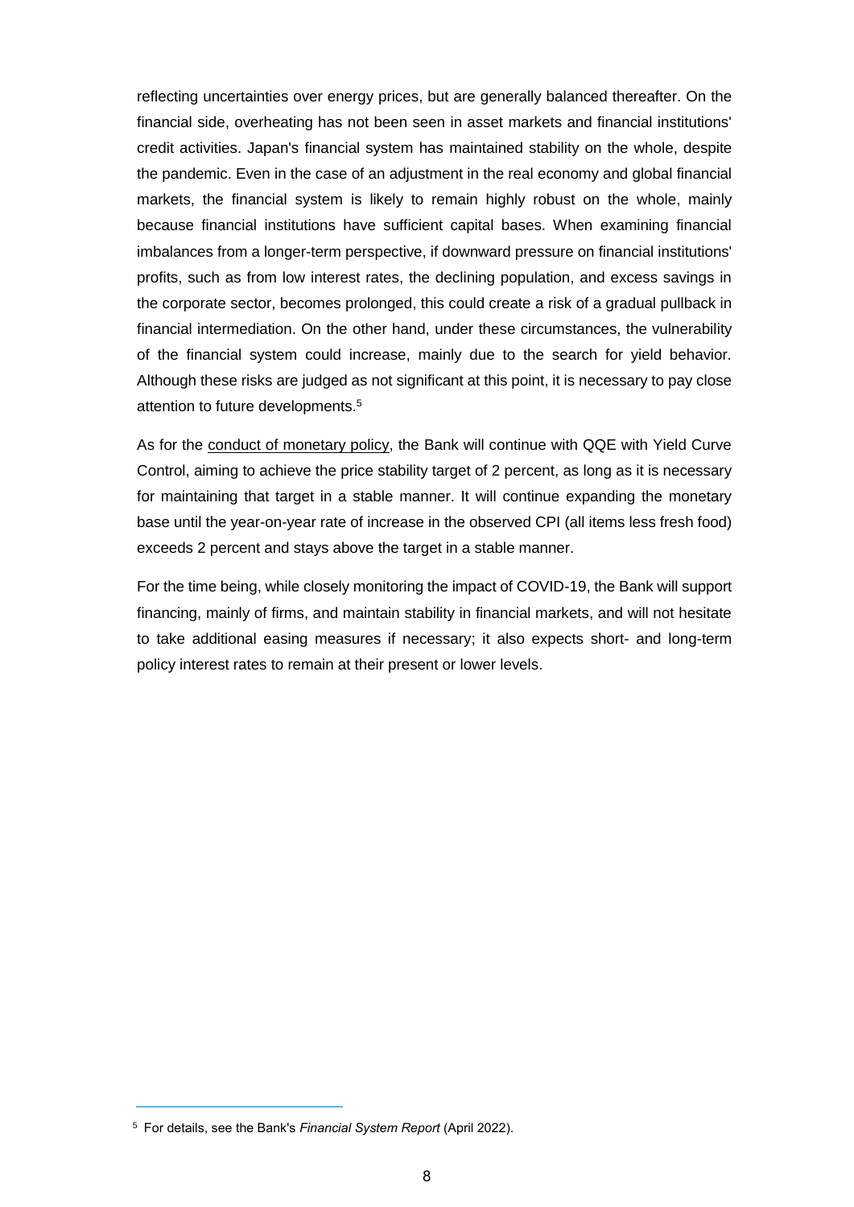reflecting uncertainties over energy prices, but are generally balanced thereafter. On the financial side, overheating has not been seen in asset markets and financial institutions' credit activities. Japan's financial system has maintained stability on the whole, despite the pandemic. Even in the case of an adjustment in the real economy and global financial markets, the financial system is likely to remain highly robust on the whole, mainly because financial institutions have sufficient capital bases. When examining financial imbalances from a longer-term perspective, if downward pressure on financial institutions' profits, such as from low interest rates, the declining population, and excess savings in the corporate sector, becomes prolonged, this could create a risk of a gradual pullback in financial intermediation. On the other hand, under these circumstances, the vulnerability of the financial system could increase, mainly due to the search for yield behavior. Although these risks are judged as not significant at this point, it is necessary to pay close attention to future developments.[5]

As for the conduct of monetary policy, the Bank will continue with QQE with Yield Curve Control, aiming to achieve the price stability target of 2 percent, as long as it is necessary for maintaining that target in a stable manner. It will continue expanding the monetary base until the year-on-year rate of increase in the observed CPI (all items less fresh food) exceeds 2 percent and stays above the target in a stable manner.

For the time being, while closely monitoring the impact of COVID-19, the Bank will support financing, mainly of firms, and maintain stability in financial markets, and will not hesitate to take additional easing measures if necessary; it also expects short- and long-term policy interest rates to remain at their present or lower levels.

---

[5] For details, see the Bank's *Financial System Report* (April 2022).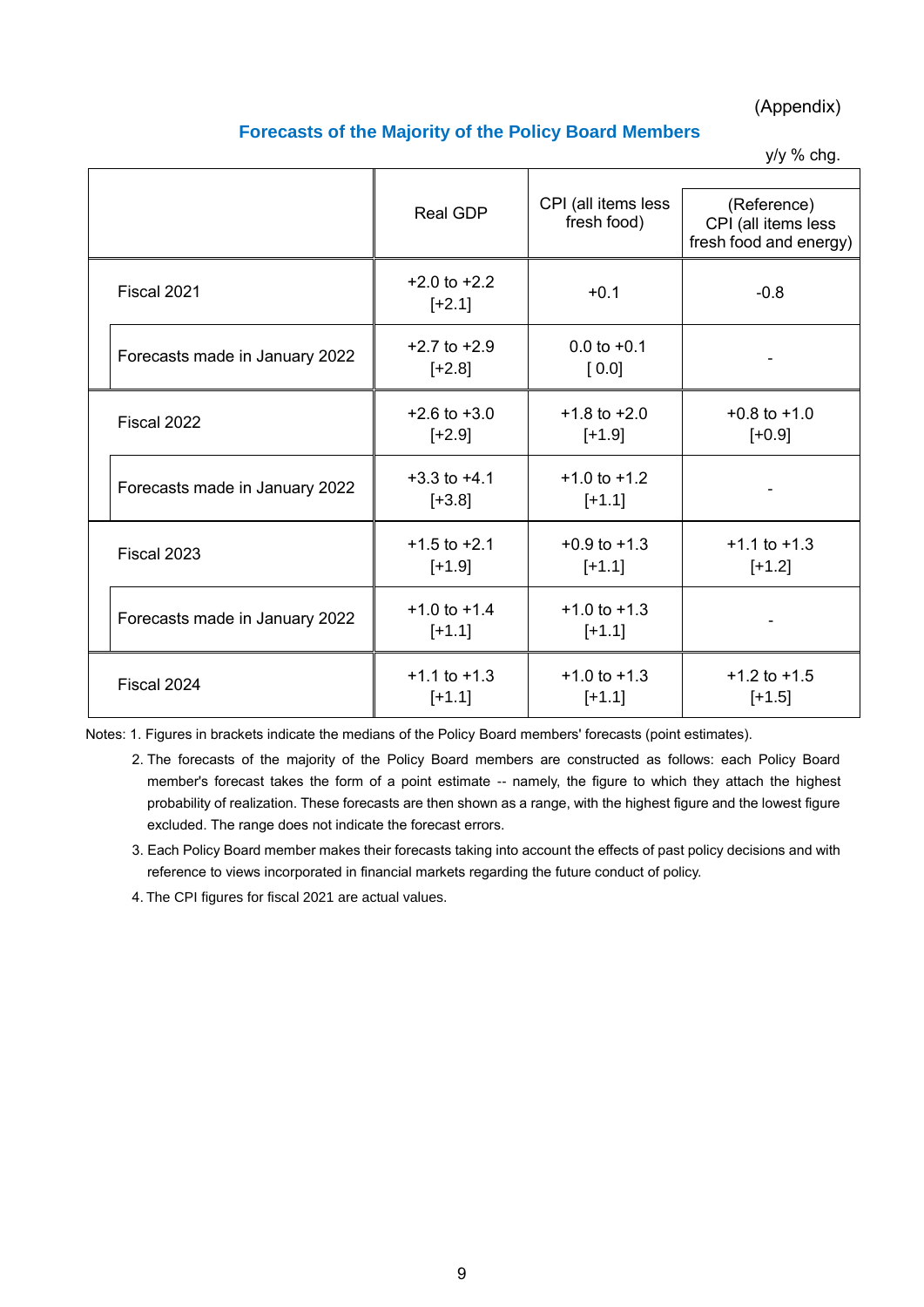(Appendix)

## Forecasts of the Majority of the Policy Board Members

y/y % chg.

| | Real GDP | CPI (all items less fresh food) | (Reference) CPI (all items less fresh food and energy) |
|---|---|---|---|
| Fiscal 2021 | +2.0 to +2.2 [+2.1] | +0.1 | -0.8 |
| Forecasts made in January 2022 | +2.7 to +2.9 [+2.8] | 0.0 to +0.1 [ 0.0] | - |
| Fiscal 2022 | +2.6 to +3.0 [+2.9] | +1.8 to +2.0 [+1.9] | +0.8 to +1.0 [+0.9] |
| Forecasts made in January 2022 | +3.3 to +4.1 [+3.8] | +1.0 to +1.2 [+1.1] | - |
| Fiscal 2023 | +1.5 to +2.1 [+1.9] | +0.9 to +1.3 [+1.1] | +1.1 to +1.3 [+1.2] |
| Forecasts made in January 2022 | +1.0 to +1.4 [+1.1] | +1.0 to +1.3 [+1.1] | - |
| Fiscal 2024 | +1.1 to +1.3 [+1.1] | +1.0 to +1.3 [+1.1] | +1.2 to +1.5 [+1.5] |

Notes: 1. Figures in brackets indicate the medians of the Policy Board members' forecasts (point estimates).

2. The forecasts of the majority of the Policy Board members are constructed as follows: each Policy Board member's forecast takes the form of a point estimate -- namely, the figure to which they attach the highest probability of realization. These forecasts are then shown as a range, with the highest figure and the lowest figure excluded. The range does not indicate the forecast errors.

3. Each Policy Board member makes their forecasts taking into account the effects of past policy decisions and with reference to views incorporated in financial markets regarding the future conduct of policy.

4. The CPI figures for fiscal 2021 are actual values.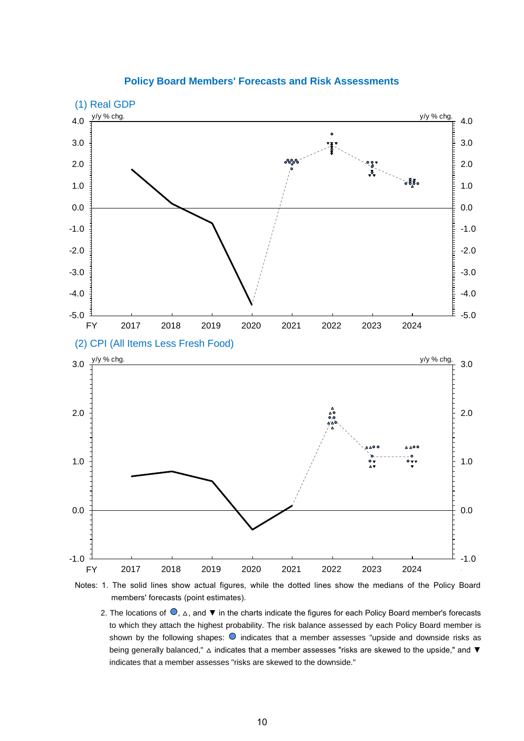## Policy Board Members' Forecasts and Risk Assessments

### (1) Real GDP

y/y % chg.

y/y % chg.

4.0
3.0
2.0
1.0
0.0
-1.0
-2.0
-3.0
-4.0
-5.0

FY 2017 2018 2019 2020 2021 2022 2023 2024

### (2) CPI (All Items Less Fresh Food)

y/y % chg.

y/y % chg.

3.0
2.0
1.0
0.0
-1.0

FY 2017 2018 2019 2020 2021 2022 2023 2024

Notes: 1. The solid lines show actual figures, while the dotted lines show the medians of the Policy Board members' forecasts (point estimates).

2. The locations of ●, △, and ▼ in the charts indicate the figures for each Policy Board member's forecasts to which they attach the highest probability. The risk balance assessed by each Policy Board member is shown by the following shapes: ● indicates that a member assesses "upside and downside risks as being generally balanced," △ indicates that a member assesses "risks are skewed to the upside," and ▼ indicates that a member assesses "risks are skewed to the downside."